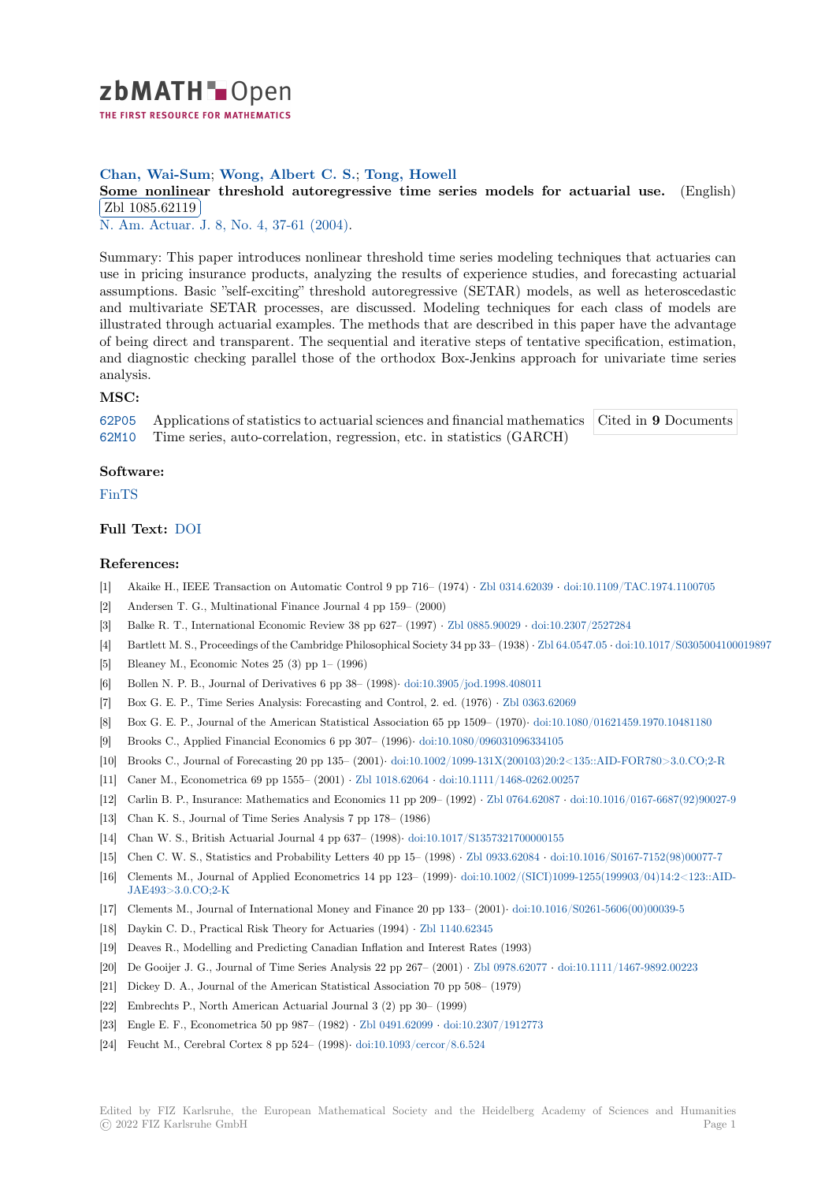**Chan, Wai-Sum**; **Wong, Albert C. S.**; **Tong, Howell**

**Some nonlinear threshold autoregressive time series models for actuarial use.** (English)

Zbl 1085.62119

N. Am. Actuar. J. 8, No. 4, 37-61 (2004).

Summary: This paper introduces nonlinear threshold time series modeling techniques that actuaries can use in pricing insurance products, analyzing the results of experience studies, and forecasting actuarial assumptions. Basic "self-exciting" threshold autoregressive (SETAR) models, as well as heteroscedastic and multivariate SETAR processes, are discussed. Modeling techniques for each class of models are illustrated through actuarial examples. The methods that are described in this paper have the advantage of being direct and transparent. The sequential and iterative steps of tentative specification, estimation, and diagnostic checking parallel those of the orthodox Box-Jenkins approach for univariate time series analysis.

### MSC:

62P05 Applications of statistics to actuarial sciences and financial mathematics

62M10 Time series, auto-correlation, regression, etc. in statistics (GARCH)

Cited in **9** Documents

### Software:

FinTS

### Full Text:

DOI

### References:

[1] Akaike H., IEEE Transaction on Automatic Control 9 pp 716– (1974) · Zbl 0314.62039 · doi:10.1109/TAC.1974.1100705

[2] Andersen T. G., Multinational Finance Journal 4 pp 159– (2000)

[3] Balke R. T., International Economic Review 38 pp 627– (1997) · Zbl 0885.90029 · doi:10.2307/2527284

[4] Bartlett M. S., Proceedings of the Cambridge Philosophical Society 34 pp 33– (1938) · Zbl 64.0547.05 · doi:10.1017/S0305004100019897

[5] Bleaney M., Economic Notes 25 (3) pp 1– (1996)

[6] Bollen N. P. B., Journal of Derivatives 6 pp 38– (1998)· doi:10.3905/jod.1998.408011

[7] Box G. E. P., Time Series Analysis: Forecasting and Control, 2. ed. (1976) · Zbl 0363.62069

[8] Box G. E. P., Journal of the American Statistical Association 65 pp 1509– (1970)· doi:10.1080/01621459.1970.10481180

[9] Brooks C., Applied Financial Economics 6 pp 307– (1996)· doi:10.1080/096031096334105

[10] Brooks C., Journal of Forecasting 20 pp 135– (2001)· doi:10.1002/1099-131X(200103)20:2<135::AID-FOR780>3.0.CO;2-R

[11] Caner M., Econometrica 69 pp 1555– (2001) · Zbl 1018.62064 · doi:10.1111/1468-0262.00257

[12] Carlin B. P., Insurance: Mathematics and Economics 11 pp 209– (1992) · Zbl 0764.62087 · doi:10.1016/0167-6687(92)90027-9

[13] Chan K. S., Journal of Time Series Analysis 7 pp 178– (1986)

[14] Chan W. S., British Actuarial Journal 4 pp 637– (1998)· doi:10.1017/S1357321700000155

[15] Chen C. W. S., Statistics and Probability Letters 40 pp 15– (1998) · Zbl 0933.62084 · doi:10.1016/S0167-7152(98)00077-7

[16] Clements M., Journal of Applied Econometrics 14 pp 123– (1999)· doi:10.1002/(SICI)1099-1255(199903/04)14:2<123::AID-JAE493>3.0.CO;2-K

[17] Clements M., Journal of International Money and Finance 20 pp 133– (2001)· doi:10.1016/S0261-5606(00)00039-5

[18] Daykin C. D., Practical Risk Theory for Actuaries (1994) · Zbl 1140.62345

[19] Deaves R., Modelling and Predicting Canadian Inflation and Interest Rates (1993)

[20] De Gooijer J. G., Journal of Time Series Analysis 22 pp 267– (2001) · Zbl 0978.62077 · doi:10.1111/1467-9892.00223

[21] Dickey D. A., Journal of the American Statistical Association 70 pp 508– (1979)

[22] Embrechts P., North American Actuarial Journal 3 (2) pp 30– (1999)

[23] Engle E. F., Econometrica 50 pp 987– (1982) · Zbl 0491.62099 · doi:10.2307/1912773

[24] Feucht M., Cerebral Cortex 8 pp 524– (1998)· doi:10.1093/cercor/8.6.524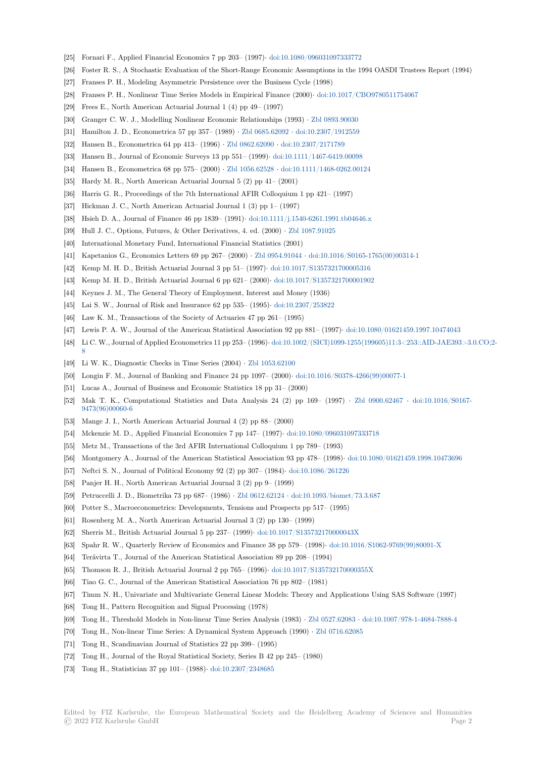[25] Fornari F., Applied Financial Economics 7 pp 203– (1997)· doi:10.1080/096031097333772

[26] Foster R. S., A Stochastic Evaluation of the Short-Range Economic Assumptions in the 1994 OASDI Trustees Report (1994)

[27] Franses P. H., Modeling Asymmetric Persistence over the Business Cycle (1998)

[28] Franses P. H., Nonlinear Time Series Models in Empirical Finance (2000)· doi:10.1017/CBO9780511754067

[29] Frees E., North American Actuarial Journal 1 (4) pp 49– (1997)

[30] Granger C. W. J., Modelling Nonlinear Economic Relationships (1993) · Zbl 0893.90030

[31] Hamilton J. D., Econometrica 57 pp 357– (1989) · Zbl 0685.62092 · doi:10.2307/1912559

[32] Hansen B., Econometrica 64 pp 413– (1996) · Zbl 0862.62090 · doi:10.2307/2171789

[33] Hansen B., Journal of Economic Surveys 13 pp 551– (1999)· doi:10.1111/1467-6419.00098

[34] Hansen B., Econometrica 68 pp 575– (2000) · Zbl 1056.62528 · doi:10.1111/1468-0262.00124

[35] Hardy M. R., North American Actuarial Journal 5 (2) pp 41– (2001)

[36] Harris G. R., Proceedings of the 7th International AFIR Colloquium 1 pp 421– (1997)

[37] Hickman J. C., North American Actuarial Journal 1 (3) pp 1– (1997)

[38] Hsieh D. A., Journal of Finance 46 pp 1839– (1991)· doi:10.1111/j.1540-6261.1991.tb04646.x

[39] Hull J. C., Options, Futures, & Other Derivatives, 4. ed. (2000) · Zbl 1087.91025

[40] International Monetary Fund, International Financial Statistics (2001)

[41] Kapetanios G., Economics Letters 69 pp 267– (2000) · Zbl 0954.91044 · doi:10.1016/S0165-1765(00)00314-1

[42] Kemp M. H. D., British Actuarial Journal 3 pp 51– (1997)· doi:10.1017/S1357321700005316

[43] Kemp M. H. D., British Actuarial Journal 6 pp 621– (2000)· doi:10.1017/S1357321700001902

[44] Keynes J. M., The General Theory of Employment, Interest and Money (1936)

[45] Lai S. W., Journal of Risk and Insurance 62 pp 535– (1995)· doi:10.2307/253822

[46] Law K. M., Transactions of the Society of Actuaries 47 pp 261– (1995)

[47] Lewis P. A. W., Journal of the American Statistical Association 92 pp 881– (1997)· doi:10.1080/01621459.1997.10474043

[48] Li C. W., Journal of Applied Econometrics 11 pp 253– (1996)· doi:10.1002/(SICI)1099-1255(199605)11:3<253::AID-JAE393>3.0.CO;2-8

[49] Li W. K., Diagnostic Checks in Time Series (2004) · Zbl 1053.62100

[50] Longin F. M., Journal of Banking and Finance 24 pp 1097– (2000)· doi:10.1016/S0378-4266(99)00077-1

[51] Lucas A., Journal of Business and Economic Statistics 18 pp 31– (2000)

[52] Mak T. K., Computational Statistics and Data Analysis 24 (2) pp 169– (1997) · Zbl 0900.62467 · doi:10.1016/S0167-9473(96)00060-6

[53] Mange J. I., North American Actuarial Journal 4 (2) pp 88– (2000)

[54] Mckenzie M. D., Applied Financial Economics 7 pp 147– (1997)· doi:10.1080/096031097333718

[55] Metz M., Transactions of the 3rd AFIR International Colloquium 1 pp 789– (1993)

[56] Montgomery A., Journal of the American Statistical Association 93 pp 478– (1998)· doi:10.1080/01621459.1998.10473696

[57] Neftci S. N., Journal of Political Economy 92 (2) pp 307– (1984)· doi:10.1086/261226

[58] Panjer H. H., North American Actuarial Journal 3 (2) pp 9– (1999)

[59] Petruccelli J. D., Biometrika 73 pp 687– (1986) · Zbl 0612.62124 · doi:10.1093/biomet/73.3.687

[60] Potter S., Macroeconometrics: Developments, Tensions and Prospects pp 517– (1995)

[61] Rosenberg M. A., North American Actuarial Journal 3 (2) pp 130– (1999)

[62] Sherris M., British Actuarial Journal 5 pp 237– (1999)· doi:10.1017/S135732170000043X

[63] Spahr R. W., Quarterly Review of Economics and Finance 38 pp 579– (1998)· doi:10.1016/S1062-9769(99)80091-X

[64] Teräsvirta T., Journal of the American Statistical Association 89 pp 208– (1994)

[65] Thomson R. J., British Actuarial Journal 2 pp 765– (1996)· doi:10.1017/S135732170000355X

[66] Tiao G. C., Journal of the American Statistical Association 76 pp 802– (1981)

[67] Timm N. H., Univariate and Multivariate General Linear Models: Theory and Applications Using SAS Software (1997)

[68] Tong H., Pattern Recognition and Signal Processing (1978)

[69] Tong H., Threshold Models in Non-linear Time Series Analysis (1983) · Zbl 0527.62083 · doi:10.1007/978-1-4684-7888-4

[70] Tong H., Non-linear Time Series: A Dynamical System Approach (1990) · Zbl 0716.62085

[71] Tong H., Scandinavian Journal of Statistics 22 pp 399– (1995)

[72] Tong H., Journal of the Royal Statistical Society, Series B 42 pp 245– (1980)

[73] Tong H., Statistician 37 pp 101– (1988)· doi:10.2307/2348685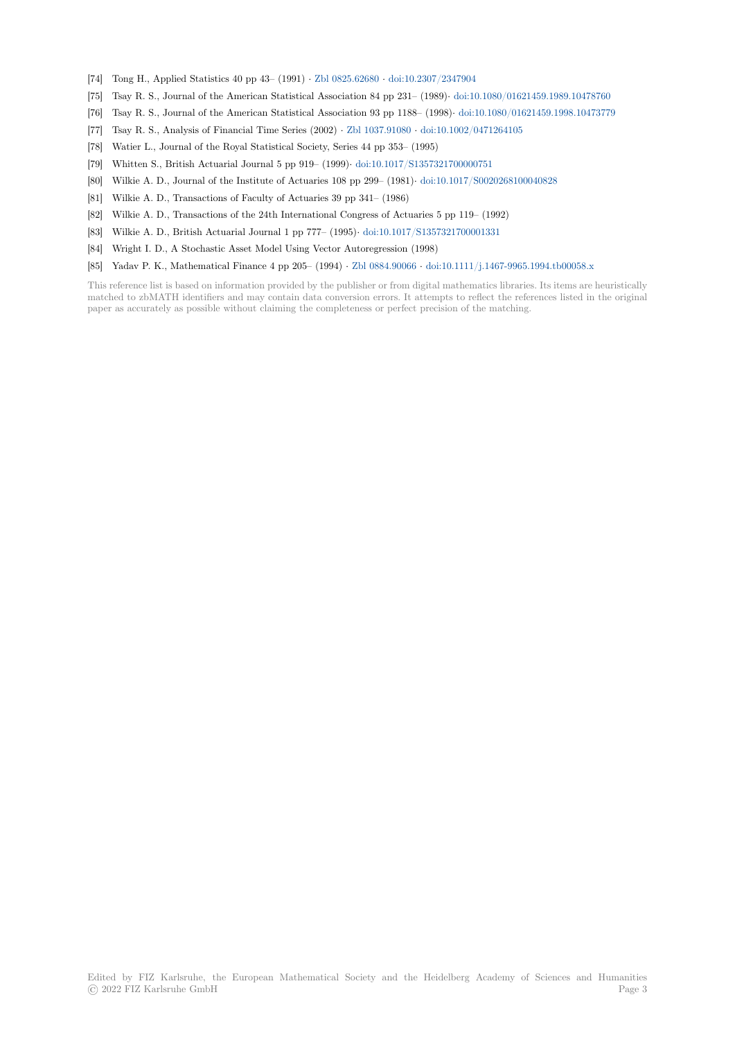[74] Tong H., Applied Statistics 40 pp 43– (1991) · Zbl 0825.62680 · doi:10.2307/2347904

[75] Tsay R. S., Journal of the American Statistical Association 84 pp 231– (1989)· doi:10.1080/01621459.1989.10478760

[76] Tsay R. S., Journal of the American Statistical Association 93 pp 1188– (1998)· doi:10.1080/01621459.1998.10473779

[77] Tsay R. S., Analysis of Financial Time Series (2002) · Zbl 1037.91080 · doi:10.1002/0471264105

[78] Watier L., Journal of the Royal Statistical Society, Series 44 pp 353– (1995)

[79] Whitten S., British Actuarial Journal 5 pp 919– (1999)· doi:10.1017/S1357321700000751

[80] Wilkie A. D., Journal of the Institute of Actuaries 108 pp 299– (1981)· doi:10.1017/S0020268100040828

[81] Wilkie A. D., Transactions of Faculty of Actuaries 39 pp 341– (1986)

[82] Wilkie A. D., Transactions of the 24th International Congress of Actuaries 5 pp 119– (1992)

[83] Wilkie A. D., British Actuarial Journal 1 pp 777– (1995)· doi:10.1017/S1357321700001331

[84] Wright I. D., A Stochastic Asset Model Using Vector Autoregression (1998)

[85] Yadav P. K., Mathematical Finance 4 pp 205– (1994) · Zbl 0884.90066 · doi:10.1111/j.1467-9965.1994.tb00058.x

This reference list is based on information provided by the publisher or from digital mathematics libraries. Its items are heuristically matched to zbMATH identifiers and may contain data conversion errors. It attempts to reflect the references listed in the original paper as accurately as possible without claiming the completeness or perfect precision of the matching.